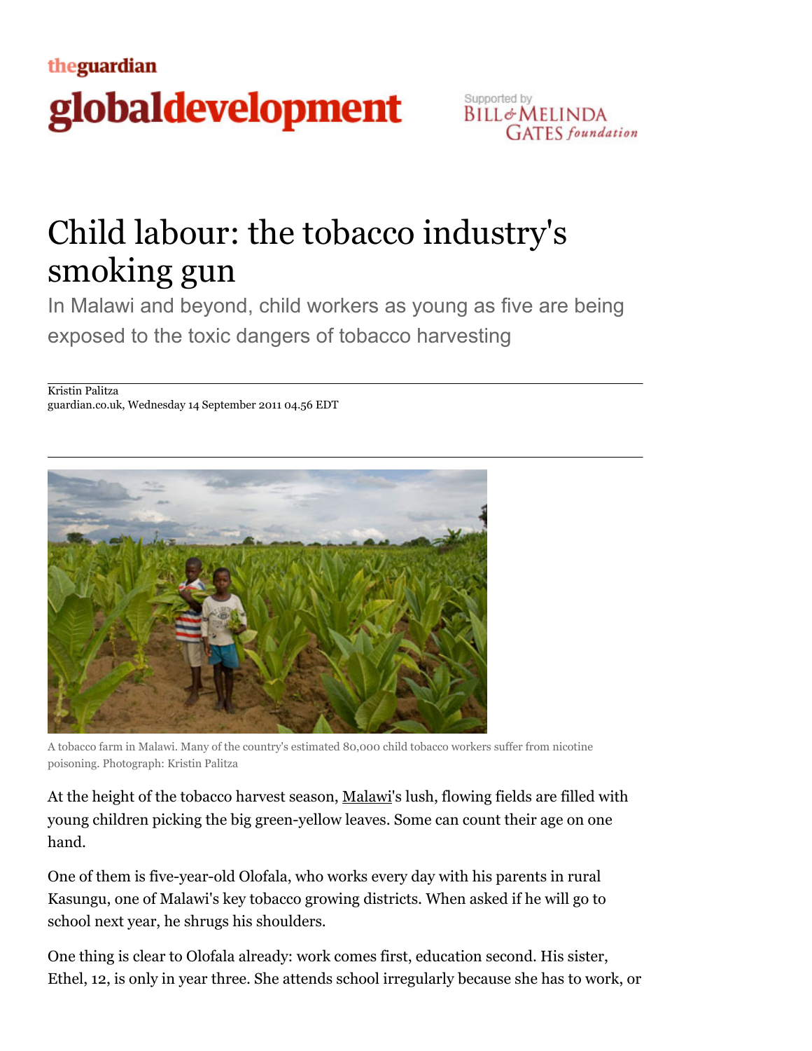theguardian

globaldevelopment

Supported by Bill & Melinda Gates foundation

# Child labour: the tobacco industry's smoking gun

In Malawi and beyond, child workers as young as five are being exposed to the toxic dangers of tobacco harvesting

Kristin Palitza
guardian.co.uk, Wednesday 14 September 2011 04.56 EDT

A tobacco farm in Malawi. Many of the country's estimated 80,000 child tobacco workers suffer from nicotine poisoning. Photograph: Kristin Palitza

At the height of the tobacco harvest season, Malawi's lush, flowing fields are filled with young children picking the big green-yellow leaves. Some can count their age on one hand.

One of them is five-year-old Olofala, who works every day with his parents in rural Kasungu, one of Malawi's key tobacco growing districts. When asked if he will go to school next year, he shrugs his shoulders.

One thing is clear to Olofala already: work comes first, education second. His sister, Ethel, 12, is only in year three. She attends school irregularly because she has to work, or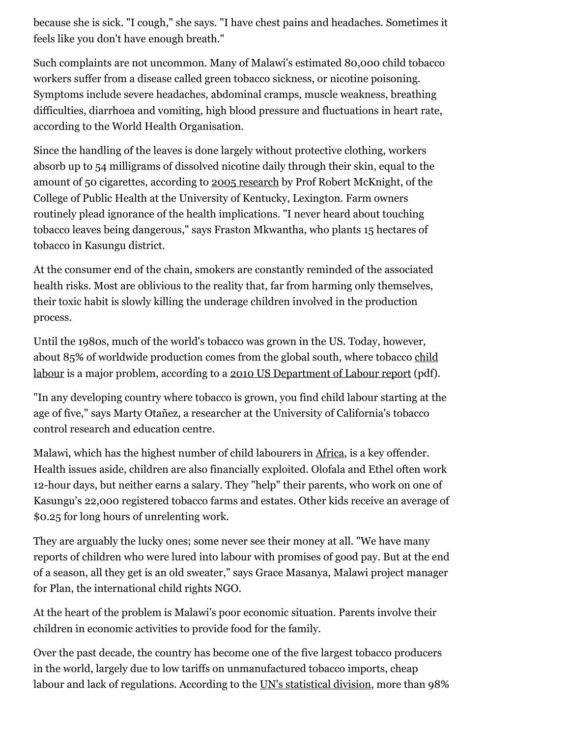because she is sick. "I cough," she says. "I have chest pains and headaches. Sometimes it feels like you don't have enough breath."

Such complaints are not uncommon. Many of Malawi's estimated 80,000 child tobacco workers suffer from a disease called green tobacco sickness, or nicotine poisoning. Symptoms include severe headaches, abdominal cramps, muscle weakness, breathing difficulties, diarrhoea and vomiting, high blood pressure and fluctuations in heart rate, according to the World Health Organisation.

Since the handling of the leaves is done largely without protective clothing, workers absorb up to 54 milligrams of dissolved nicotine daily through their skin, equal to the amount of 50 cigarettes, according to 2005 research by Prof Robert McKnight, of the College of Public Health at the University of Kentucky, Lexington. Farm owners routinely plead ignorance of the health implications. "I never heard about touching tobacco leaves being dangerous," says Fraston Mkwantha, who plants 15 hectares of tobacco in Kasungu district.

At the consumer end of the chain, smokers are constantly reminded of the associated health risks. Most are oblivious to the reality that, far from harming only themselves, their toxic habit is slowly killing the underage children involved in the production process.

Until the 1980s, much of the world's tobacco was grown in the US. Today, however, about 85% of worldwide production comes from the global south, where tobacco child labour is a major problem, according to a 2010 US Department of Labour report (pdf).

"In any developing country where tobacco is grown, you find child labour starting at the age of five," says Marty Otañez, a researcher at the University of California's tobacco control research and education centre.

Malawi, which has the highest number of child labourers in Africa, is a key offender. Health issues aside, children are also financially exploited. Olofala and Ethel often work 12-hour days, but neither earns a salary. They "help" their parents, who work on one of Kasungu's 22,000 registered tobacco farms and estates. Other kids receive an average of $0.25 for long hours of unrelenting work.

They are arguably the lucky ones; some never see their money at all. "We have many reports of children who were lured into labour with promises of good pay. But at the end of a season, all they get is an old sweater," says Grace Masanya, Malawi project manager for Plan, the international child rights NGO.

At the heart of the problem is Malawi's poor economic situation. Parents involve their children in economic activities to provide food for the family.

Over the past decade, the country has become one of the five largest tobacco producers in the world, largely due to low tariffs on unmanufactured tobacco imports, cheap labour and lack of regulations. According to the UN's statistical division, more than 98%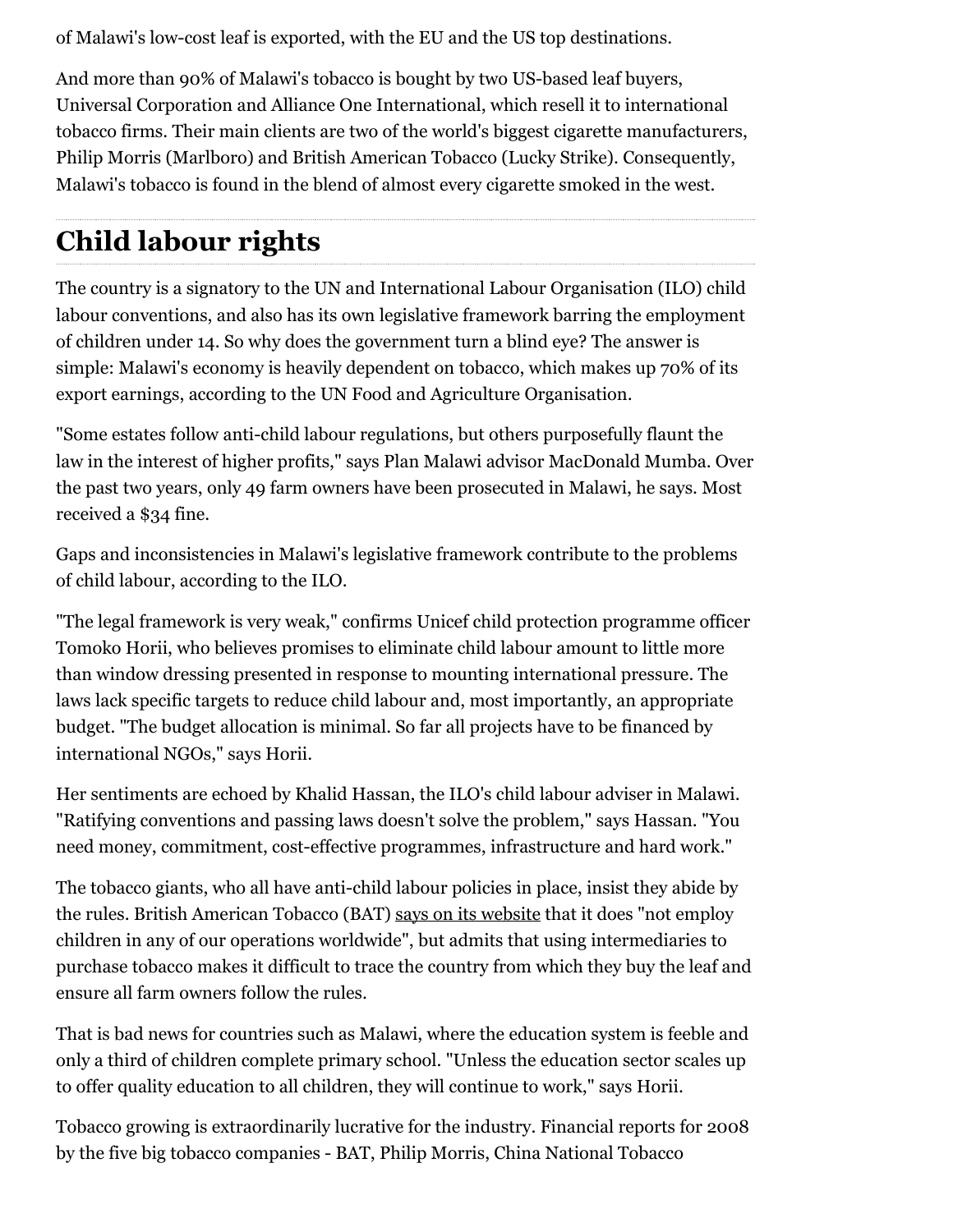of Malawi's low-cost leaf is exported, with the EU and the US top destinations.

And more than 90% of Malawi's tobacco is bought by two US-based leaf buyers, Universal Corporation and Alliance One International, which resell it to international tobacco firms. Their main clients are two of the world's biggest cigarette manufacturers, Philip Morris (Marlboro) and British American Tobacco (Lucky Strike). Consequently, Malawi's tobacco is found in the blend of almost every cigarette smoked in the west.

## Child labour rights

The country is a signatory to the UN and International Labour Organisation (ILO) child labour conventions, and also has its own legislative framework barring the employment of children under 14. So why does the government turn a blind eye? The answer is simple: Malawi's economy is heavily dependent on tobacco, which makes up 70% of its export earnings, according to the UN Food and Agriculture Organisation.

"Some estates follow anti-child labour regulations, but others purposefully flaunt the law in the interest of higher profits," says Plan Malawi advisor MacDonald Mumba. Over the past two years, only 49 farm owners have been prosecuted in Malawi, he says. Most received a $34 fine.

Gaps and inconsistencies in Malawi's legislative framework contribute to the problems of child labour, according to the ILO.

"The legal framework is very weak," confirms Unicef child protection programme officer Tomoko Horii, who believes promises to eliminate child labour amount to little more than window dressing presented in response to mounting international pressure. The laws lack specific targets to reduce child labour and, most importantly, an appropriate budget. "The budget allocation is minimal. So far all projects have to be financed by international NGOs," says Horii.

Her sentiments are echoed by Khalid Hassan, the ILO's child labour adviser in Malawi. "Ratifying conventions and passing laws doesn't solve the problem," says Hassan. "You need money, commitment, cost-effective programmes, infrastructure and hard work."

The tobacco giants, who all have anti-child labour policies in place, insist they abide by the rules. British American Tobacco (BAT) says on its website that it does "not employ children in any of our operations worldwide", but admits that using intermediaries to purchase tobacco makes it difficult to trace the country from which they buy the leaf and ensure all farm owners follow the rules.

That is bad news for countries such as Malawi, where the education system is feeble and only a third of children complete primary school. "Unless the education sector scales up to offer quality education to all children, they will continue to work," says Horii.

Tobacco growing is extraordinarily lucrative for the industry. Financial reports for 2008 by the five big tobacco companies - BAT, Philip Morris, China National Tobacco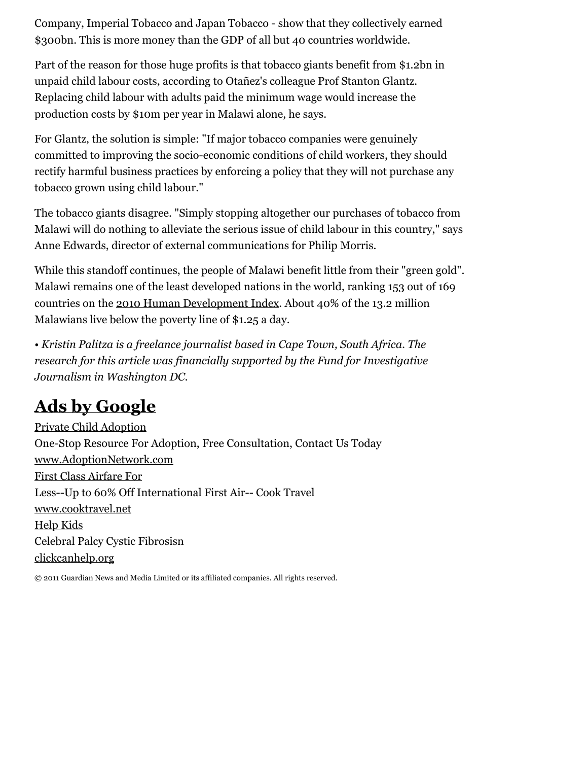Company, Imperial Tobacco and Japan Tobacco - show that they collectively earned $300bn. This is more money than the GDP of all but 40 countries worldwide.

Part of the reason for those huge profits is that tobacco giants benefit from $1.2bn in unpaid child labour costs, according to Otañez's colleague Prof Stanton Glantz. Replacing child labour with adults paid the minimum wage would increase the production costs by $10m per year in Malawi alone, he says.

For Glantz, the solution is simple: "If major tobacco companies were genuinely committed to improving the socio-economic conditions of child workers, they should rectify harmful business practices by enforcing a policy that they will not purchase any tobacco grown using child labour."

The tobacco giants disagree. "Simply stopping altogether our purchases of tobacco from Malawi will do nothing to alleviate the serious issue of child labour in this country," says Anne Edwards, director of external communications for Philip Morris.

While this standoff continues, the people of Malawi benefit little from their "green gold". Malawi remains one of the least developed nations in the world, ranking 153 out of 169 countries on the 2010 Human Development Index. About 40% of the 13.2 million Malawians live below the poverty line of $1.25 a day.

• *Kristin Palitza is a freelance journalist based in Cape Town, South Africa. The research for this article was financially supported by the Fund for Investigative Journalism in Washington DC.*

## Ads by Google

Private Child Adoption
One-Stop Resource For Adoption, Free Consultation, Contact Us Today
www.AdoptionNetwork.com
First Class Airfare For
Less--Up to 60% Off International First Air-- Cook Travel
www.cooktravel.net
Help Kids
Celebral Palcy Cystic Fibrosisn
clickcanhelp.org

© 2011 Guardian News and Media Limited or its affiliated companies. All rights reserved.